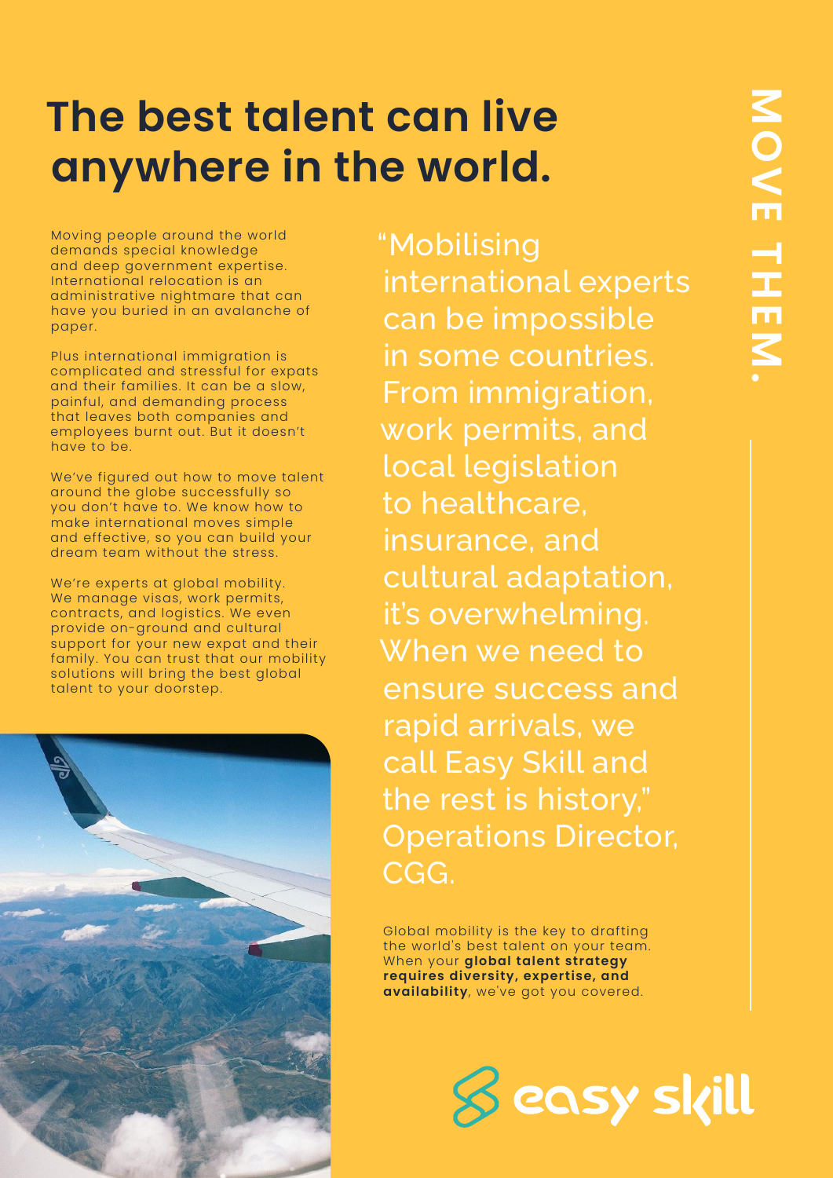# The best talent can live anywhere in the world.

MOVE THEM.

Moving people around the world demands special knowledge and deep government expertise. International relocation is an administrative nightmare that can have you buried in an avalanche of paper.

Plus international immigration is complicated and stressful for expats and their families. It can be a slow, painful, and demanding process that leaves both companies and employees burnt out. But it doesn't have to be.

We've figured out how to move talent around the globe successfully so you don't have to. We know how to make international moves simple and effective, so you can build your dream team without the stress.

We're experts at global mobility. We manage visas, work permits, contracts, and logistics. We even provide on-ground and cultural support for your new expat and their family. You can trust that our mobility solutions will bring the best global talent to your doorstep.

"Mobilising international experts can be impossible in some countries. From immigration, work permits, and local legislation to healthcare, insurance, and cultural adaptation, it's overwhelming. When we need to ensure success and rapid arrivals, we call Easy Skill and the rest is history," Operations Director, CGG.

Global mobility is the key to drafting the world's best talent on your team. When your **global talent strategy requires diversity, expertise, and availability**, we've got you covered.

easy skill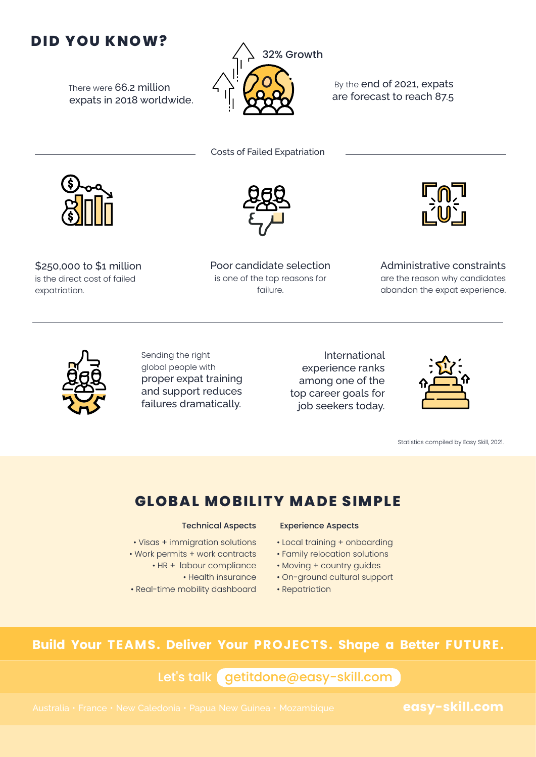# DID YOU KNOW?

There were 66.2 million expats in 2018 worldwide.

32% Growth

By the end of 2021, expats are forecast to reach 87.5

Costs of Failed Expatriation

**$250,000 to $1 million** is the direct cost of failed expatriation.

**Poor candidate selection** is one of the top reasons for failure.

**Administrative constraints** are the reason why candidates abandon the expat experience.

Sending the right global people with proper expat training and support reduces failures dramatically.

International experience ranks among one of the top career goals for job seekers today.

Statistics compiled by Easy Skill, 2021.

## GLOBAL MOBILITY MADE SIMPLE

**Technical Aspects**

- Visas + immigration solutions
- Work permits + work contracts
- HR + labour compliance
- Health insurance
- Real-time mobility dashboard

**Experience Aspects**

- Local training + onboarding
- Family relocation solutions
- Moving + country guides
- On-ground cultural support
- Repatriation

**Build Your TEAMS. Deliver Your PROJECTS. Shape a Better FUTURE.**

Let's talk getitdone@easy-skill.com

Australia • France • New Caledonia • Papua New Guinea • Mozambique

**easy-skill.com**